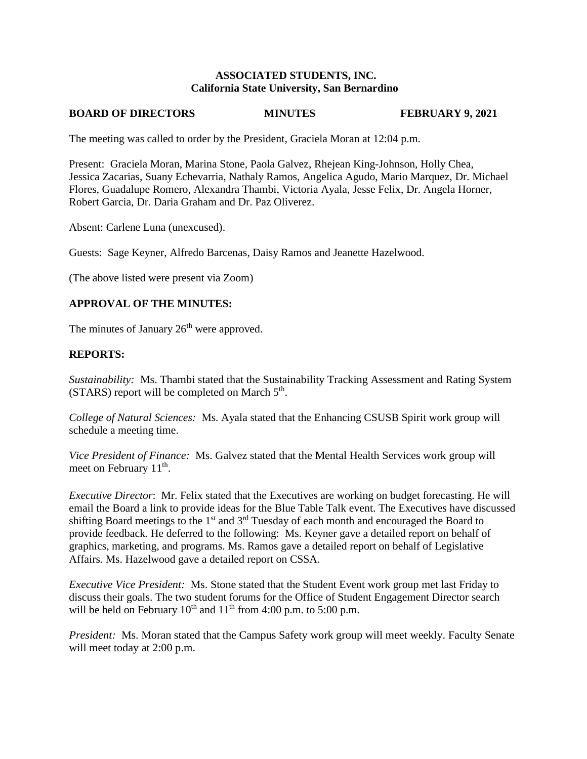**ASSOCIATED STUDENTS, INC.**
**California State University, San Bernardino**

**BOARD OF DIRECTORS — MINUTES — FEBRUARY 9, 2021**

The meeting was called to order by the President, Graciela Moran at 12:04 p.m.

Present: Graciela Moran, Marina Stone, Paola Galvez, Rhejean King-Johnson, Holly Chea, Jessica Zacarias, Suany Echevarria, Nathaly Ramos, Angelica Agudo, Mario Marquez, Dr. Michael Flores, Guadalupe Romero, Alexandra Thambi, Victoria Ayala, Jesse Felix, Dr. Angela Horner, Robert Garcia, Dr. Daria Graham and Dr. Paz Oliverez.

Absent: Carlene Luna (unexcused).

Guests: Sage Keyner, Alfredo Barcenas, Daisy Ramos and Jeanette Hazelwood.

(The above listed were present via Zoom)

## APPROVAL OF THE MINUTES:

The minutes of January 26th were approved.

## REPORTS:

*Sustainability:* Ms. Thambi stated that the Sustainability Tracking Assessment and Rating System (STARS) report will be completed on March 5th.

*College of Natural Sciences:* Ms. Ayala stated that the Enhancing CSUSB Spirit work group will schedule a meeting time.

*Vice President of Finance:* Ms. Galvez stated that the Mental Health Services work group will meet on February 11th.

*Executive Director*: Mr. Felix stated that the Executives are working on budget forecasting. He will email the Board a link to provide ideas for the Blue Table Talk event. The Executives have discussed shifting Board meetings to the 1st and 3rd Tuesday of each month and encouraged the Board to provide feedback. He deferred to the following: Ms. Keyner gave a detailed report on behalf of graphics, marketing, and programs. Ms. Ramos gave a detailed report on behalf of Legislative Affairs. Ms. Hazelwood gave a detailed report on CSSA.

*Executive Vice President:* Ms. Stone stated that the Student Event work group met last Friday to discuss their goals. The two student forums for the Office of Student Engagement Director search will be held on February 10th and 11th from 4:00 p.m. to 5:00 p.m.

*President:* Ms. Moran stated that the Campus Safety work group will meet weekly. Faculty Senate will meet today at 2:00 p.m.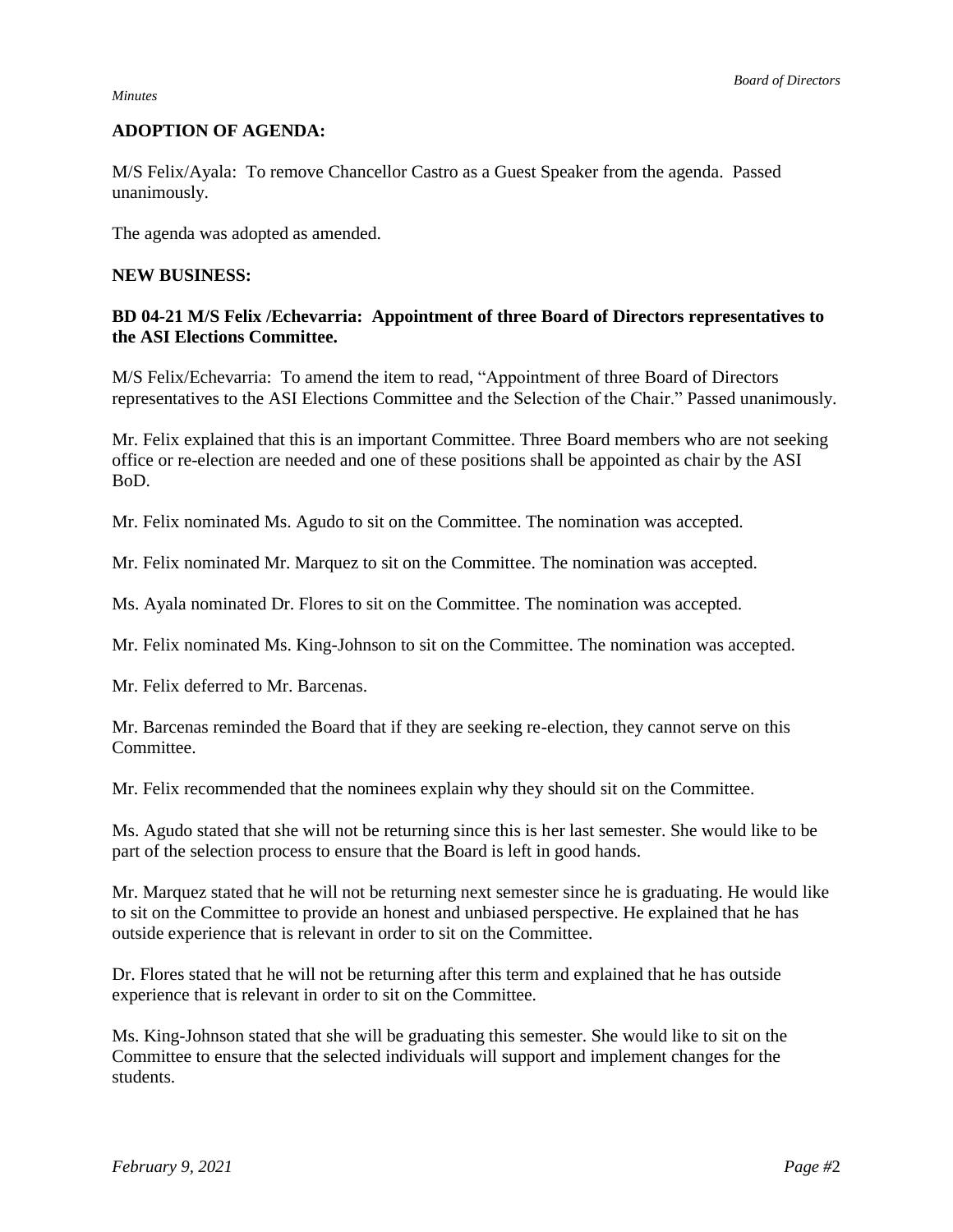## ADOPTION OF AGENDA:

M/S Felix/Ayala: To remove Chancellor Castro as a Guest Speaker from the agenda. Passed unanimously.

The agenda was adopted as amended.

## NEW BUSINESS:

**BD 04-21 M/S Felix /Echevarria: Appointment of three Board of Directors representatives to the ASI Elections Committee.**

M/S Felix/Echevarria: To amend the item to read, "Appointment of three Board of Directors representatives to the ASI Elections Committee and the Selection of the Chair." Passed unanimously.

Mr. Felix explained that this is an important Committee. Three Board members who are not seeking office or re-election are needed and one of these positions shall be appointed as chair by the ASI BoD.

Mr. Felix nominated Ms. Agudo to sit on the Committee. The nomination was accepted.

Mr. Felix nominated Mr. Marquez to sit on the Committee. The nomination was accepted.

Ms. Ayala nominated Dr. Flores to sit on the Committee. The nomination was accepted.

Mr. Felix nominated Ms. King-Johnson to sit on the Committee. The nomination was accepted.

Mr. Felix deferred to Mr. Barcenas.

Mr. Barcenas reminded the Board that if they are seeking re-election, they cannot serve on this Committee.

Mr. Felix recommended that the nominees explain why they should sit on the Committee.

Ms. Agudo stated that she will not be returning since this is her last semester. She would like to be part of the selection process to ensure that the Board is left in good hands.

Mr. Marquez stated that he will not be returning next semester since he is graduating. He would like to sit on the Committee to provide an honest and unbiased perspective. He explained that he has outside experience that is relevant in order to sit on the Committee.

Dr. Flores stated that he will not be returning after this term and explained that he has outside experience that is relevant in order to sit on the Committee.

Ms. King-Johnson stated that she will be graduating this semester. She would like to sit on the Committee to ensure that the selected individuals will support and implement changes for the students.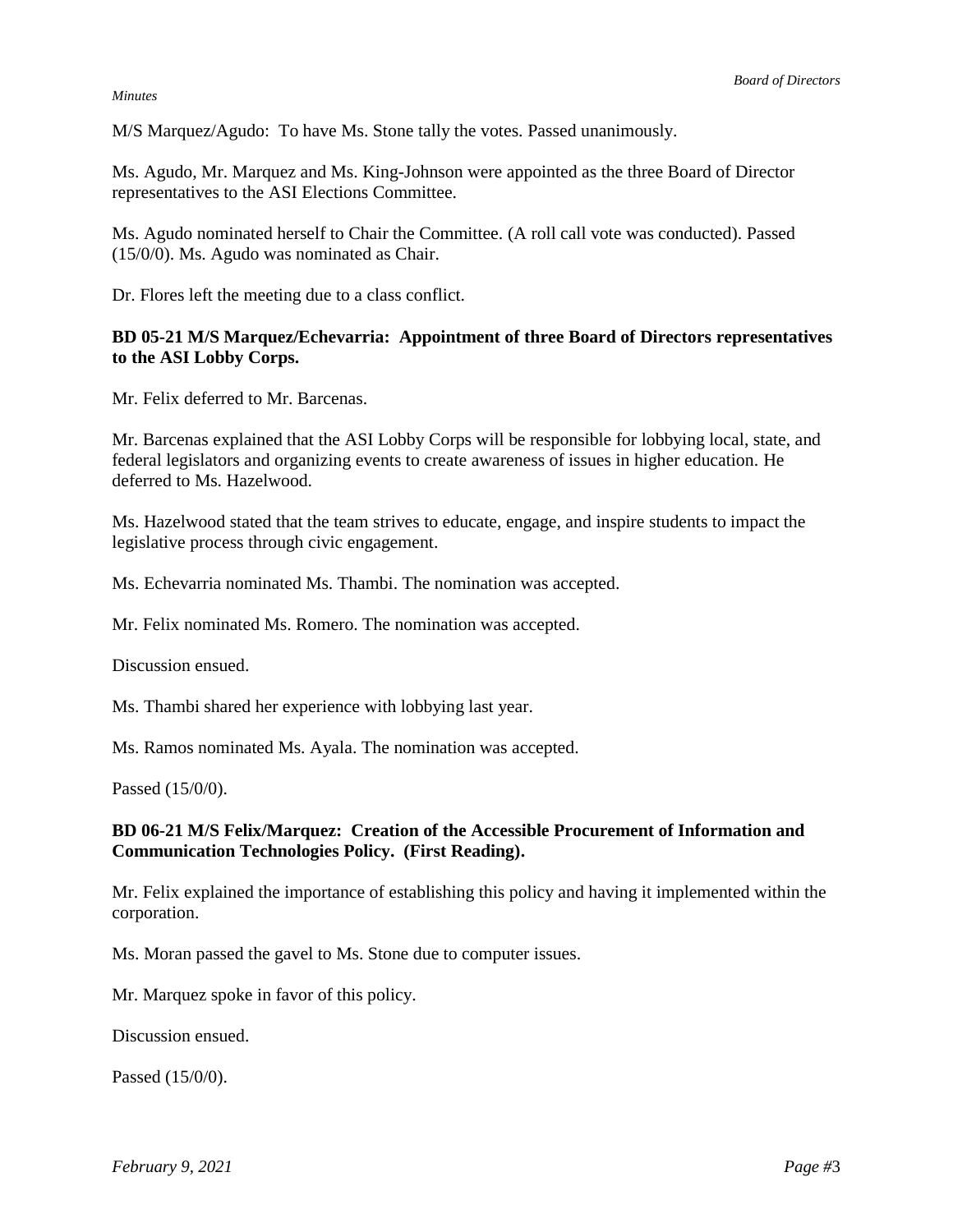M/S Marquez/Agudo: To have Ms. Stone tally the votes. Passed unanimously.

Ms. Agudo, Mr. Marquez and Ms. King-Johnson were appointed as the three Board of Director representatives to the ASI Elections Committee.

Ms. Agudo nominated herself to Chair the Committee. (A roll call vote was conducted). Passed (15/0/0). Ms. Agudo was nominated as Chair.

Dr. Flores left the meeting due to a class conflict.

**BD 05-21 M/S Marquez/Echevarria: Appointment of three Board of Directors representatives to the ASI Lobby Corps.**

Mr. Felix deferred to Mr. Barcenas.

Mr. Barcenas explained that the ASI Lobby Corps will be responsible for lobbying local, state, and federal legislators and organizing events to create awareness of issues in higher education. He deferred to Ms. Hazelwood.

Ms. Hazelwood stated that the team strives to educate, engage, and inspire students to impact the legislative process through civic engagement.

Ms. Echevarria nominated Ms. Thambi. The nomination was accepted.

Mr. Felix nominated Ms. Romero. The nomination was accepted.

Discussion ensued.

Ms. Thambi shared her experience with lobbying last year.

Ms. Ramos nominated Ms. Ayala. The nomination was accepted.

Passed (15/0/0).

**BD 06-21 M/S Felix/Marquez: Creation of the Accessible Procurement of Information and Communication Technologies Policy. (First Reading).**

Mr. Felix explained the importance of establishing this policy and having it implemented within the corporation.

Ms. Moran passed the gavel to Ms. Stone due to computer issues.

Mr. Marquez spoke in favor of this policy.

Discussion ensued.

Passed (15/0/0).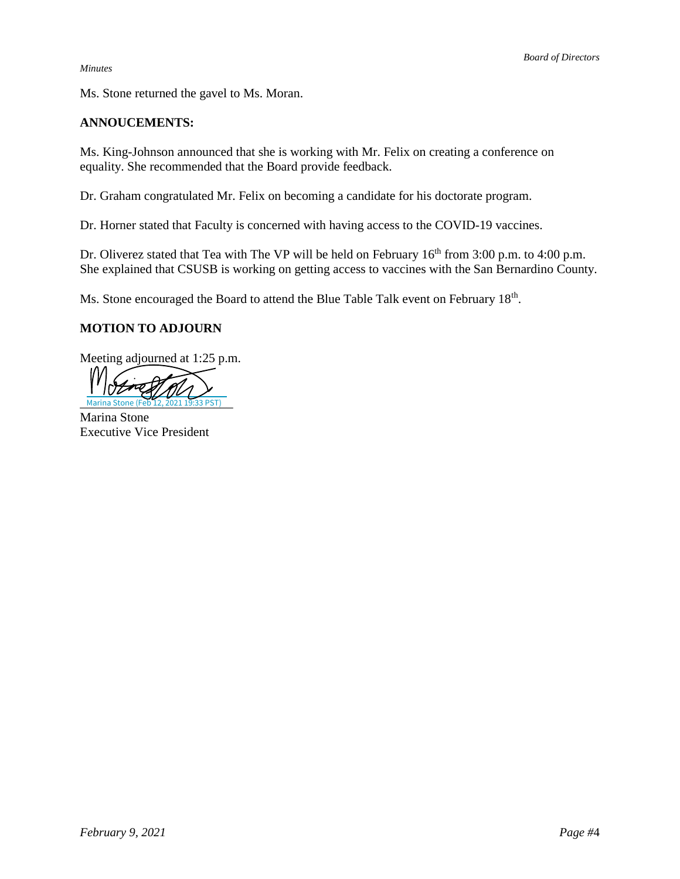Ms. Stone returned the gavel to Ms. Moran.

**ANNOUCEMENTS:**

Ms. King-Johnson announced that she is working with Mr. Felix on creating a conference on equality. She recommended that the Board provide feedback.

Dr. Graham congratulated Mr. Felix on becoming a candidate for his doctorate program.

Dr. Horner stated that Faculty is concerned with having access to the COVID-19 vaccines.

Dr. Oliverez stated that Tea with The VP will be held on February 16th from 3:00 p.m. to 4:00 p.m. She explained that CSUSB is working on getting access to vaccines with the San Bernardino County.

Ms. Stone encouraged the Board to attend the Blue Table Talk event on February 18th.

**MOTION TO ADJOURN**

Meeting adjourned at 1:25 p.m.

Marina Stone (Feb 12, 2021 19:33 PST)

Marina Stone
Executive Vice President